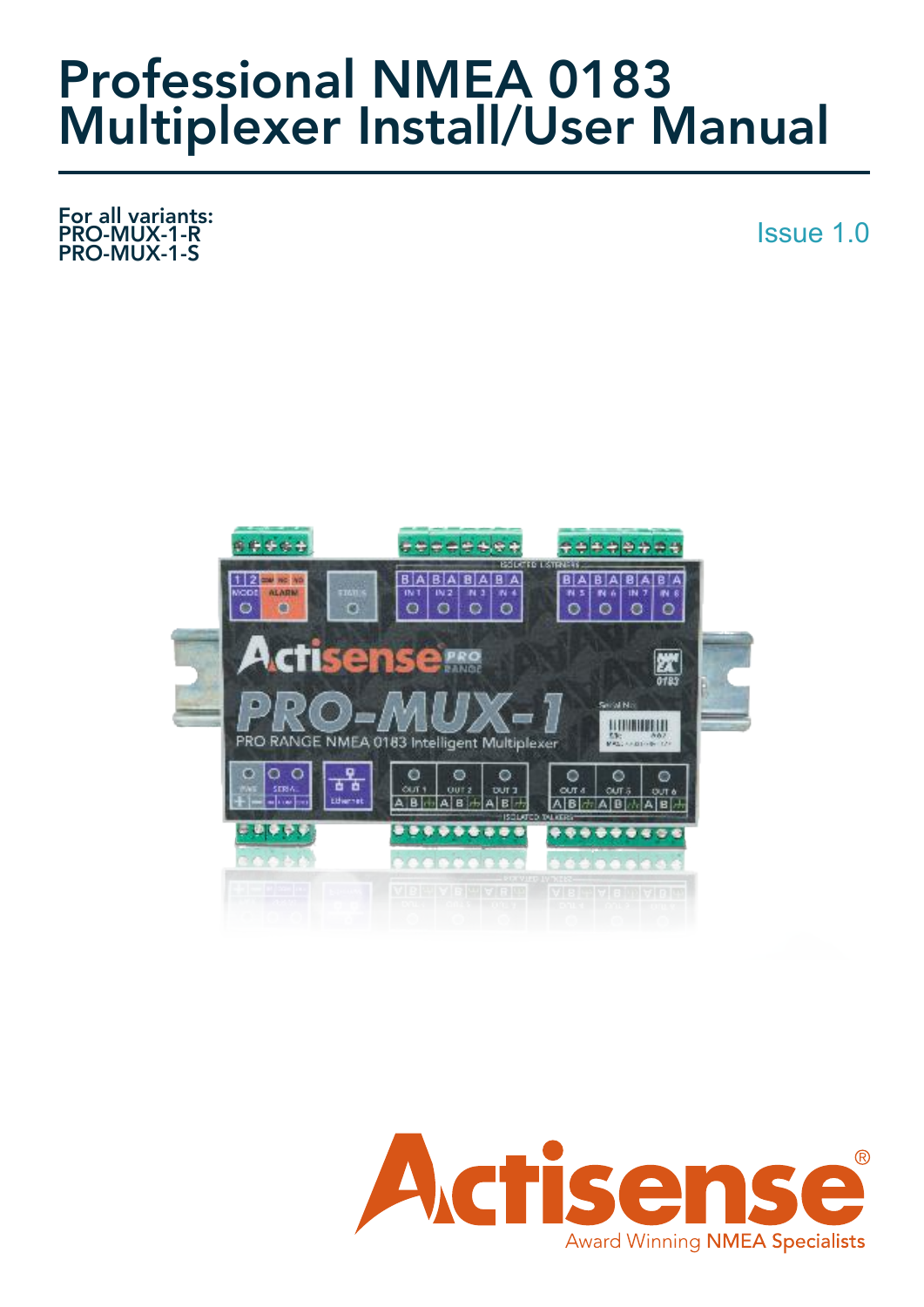# Professional NMEA 0183 Multiplexer Install/User Manual

**For all variants:**
**PRO-MUX-1-R**
**PRO-MUX-1-S**

Issue 1.0

Actisense®

Award Winning **NMEA Specialists**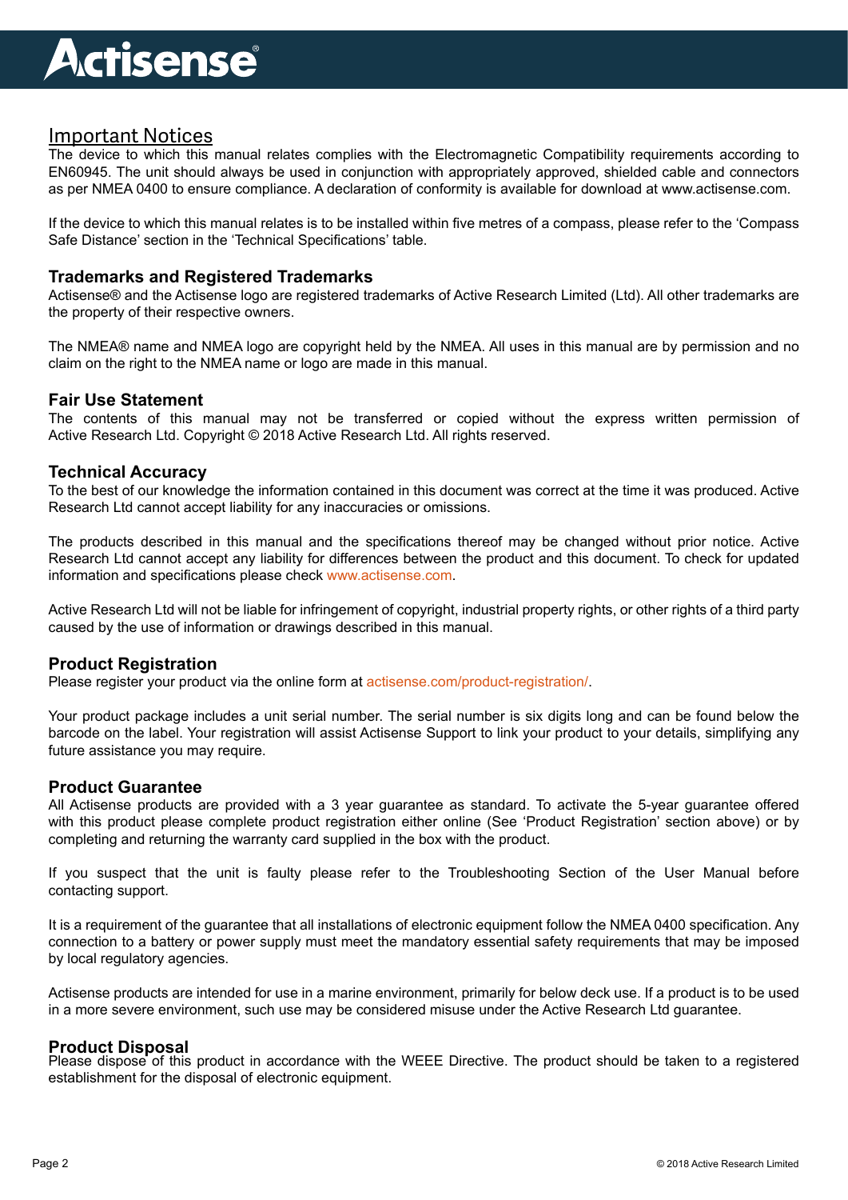## Important Notices

The device to which this manual relates complies with the Electromagnetic Compatibility requirements according to EN60945. The unit should always be used in conjunction with appropriately approved, shielded cable and connectors as per NMEA 0400 to ensure compliance. A declaration of conformity is available for download at www.actisense.com.

If the device to which this manual relates is to be installed within five metres of a compass, please refer to the 'Compass Safe Distance' section in the 'Technical Specifications' table.

### Trademarks and Registered Trademarks

Actisense® and the Actisense logo are registered trademarks of Active Research Limited (Ltd). All other trademarks are the property of their respective owners.

The NMEA® name and NMEA logo are copyright held by the NMEA. All uses in this manual are by permission and no claim on the right to the NMEA name or logo are made in this manual.

### Fair Use Statement

The contents of this manual may not be transferred or copied without the express written permission of Active Research Ltd. Copyright © 2018 Active Research Ltd. All rights reserved.

### Technical Accuracy

To the best of our knowledge the information contained in this document was correct at the time it was produced. Active Research Ltd cannot accept liability for any inaccuracies or omissions.

The products described in this manual and the specifications thereof may be changed without prior notice. Active Research Ltd cannot accept any liability for differences between the product and this document. To check for updated information and specifications please check www.actisense.com.

Active Research Ltd will not be liable for infringement of copyright, industrial property rights, or other rights of a third party caused by the use of information or drawings described in this manual.

### Product Registration

Please register your product via the online form at actisense.com/product-registration/.

Your product package includes a unit serial number. The serial number is six digits long and can be found below the barcode on the label. Your registration will assist Actisense Support to link your product to your details, simplifying any future assistance you may require.

### Product Guarantee

All Actisense products are provided with a 3 year guarantee as standard. To activate the 5-year guarantee offered with this product please complete product registration either online (See 'Product Registration' section above) or by completing and returning the warranty card supplied in the box with the product.

If you suspect that the unit is faulty please refer to the Troubleshooting Section of the User Manual before contacting support.

It is a requirement of the guarantee that all installations of electronic equipment follow the NMEA 0400 specification. Any connection to a battery or power supply must meet the mandatory essential safety requirements that may be imposed by local regulatory agencies.

Actisense products are intended for use in a marine environment, primarily for below deck use. If a product is to be used in a more severe environment, such use may be considered misuse under the Active Research Ltd guarantee.

### Product Disposal

Please dispose of this product in accordance with the WEEE Directive. The product should be taken to a registered establishment for the disposal of electronic equipment.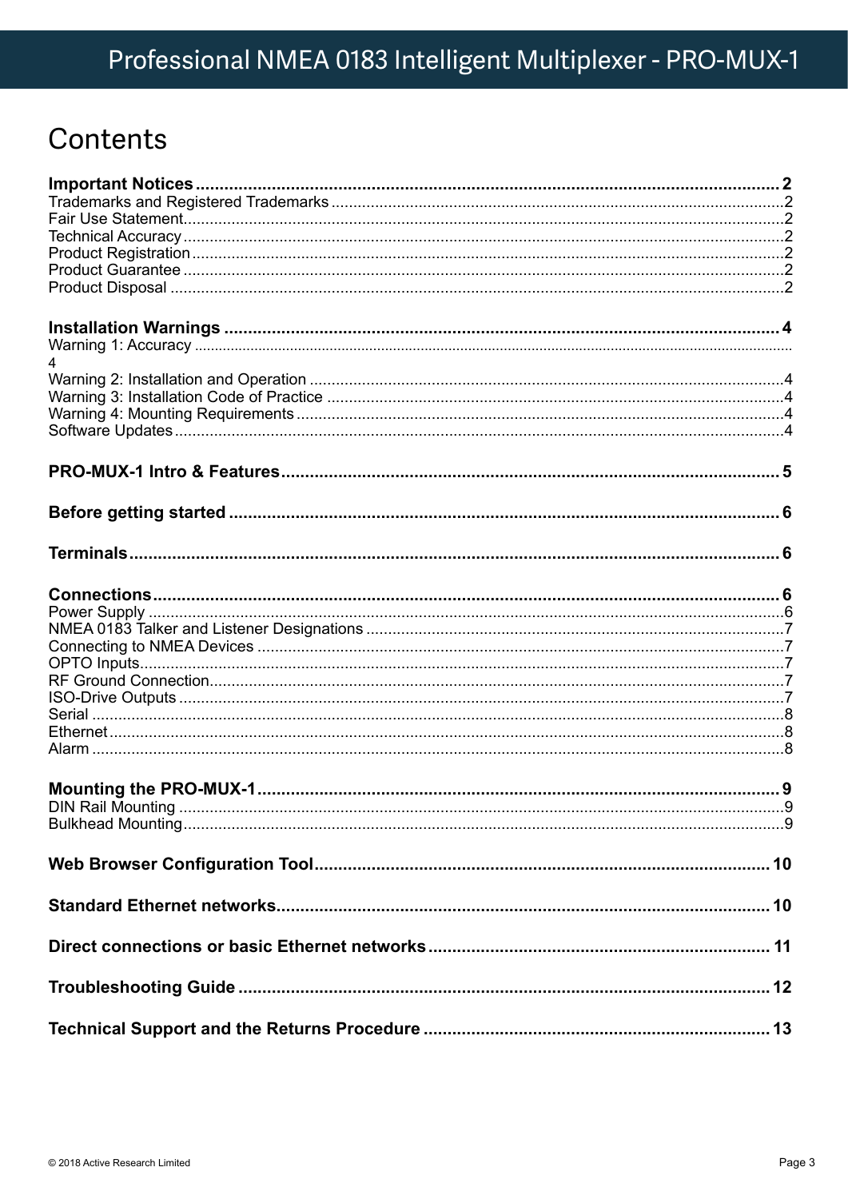# Contents

**Important Notices** .......... **2**
Trademarks and Registered Trademarks .......... 2
Fair Use Statement .......... 2
Technical Accuracy .......... 2
Product Registration .......... 2
Product Guarantee .......... 2
Product Disposal .......... 2

**Installation Warnings** .......... **4**
Warning 1: Accuracy .......... 4
Warning 2: Installation and Operation .......... 4
Warning 3: Installation Code of Practice .......... 4
Warning 4: Mounting Requirements .......... 4
Software Updates .......... 4

**PRO-MUX-1 Intro & Features** .......... **5**

**Before getting started** .......... **6**

**Terminals** .......... **6**

**Connections** .......... **6**
Power Supply .......... 6
NMEA 0183 Talker and Listener Designations .......... 7
Connecting to NMEA Devices .......... 7
OPTO Inputs .......... 7
RF Ground Connection .......... 7
ISO-Drive Outputs .......... 7
Serial .......... 8
Ethernet .......... 8
Alarm .......... 8

**Mounting the PRO-MUX-1** .......... **9**
DIN Rail Mounting .......... 9
Bulkhead Mounting .......... 9

**Web Browser Configuration Tool** .......... **10**

**Standard Ethernet networks** .......... **10**

**Direct connections or basic Ethernet networks** .......... **11**

**Troubleshooting Guide** .......... **12**

**Technical Support and the Returns Procedure** .......... **13**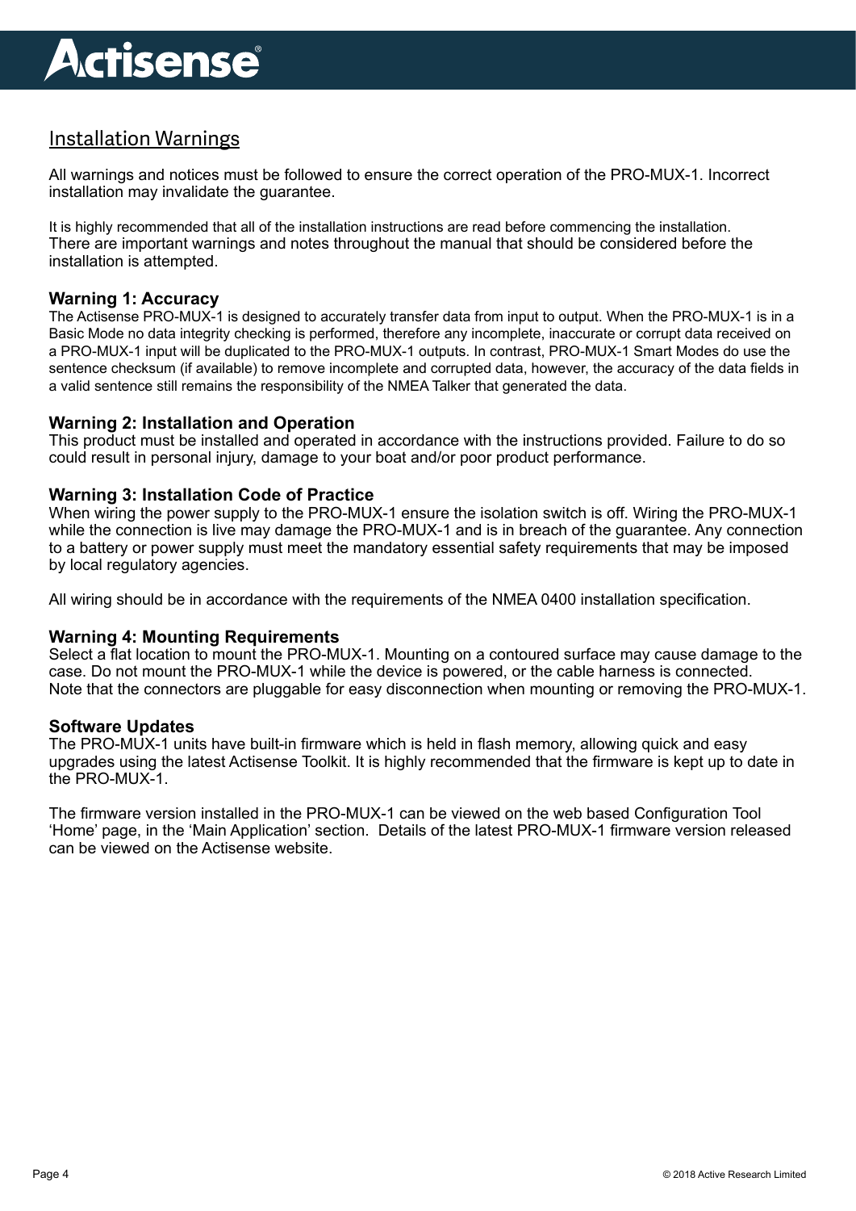## Installation Warnings

All warnings and notices must be followed to ensure the correct operation of the PRO-MUX-1. Incorrect installation may invalidate the guarantee.

It is highly recommended that all of the installation instructions are read before commencing the installation. There are important warnings and notes throughout the manual that should be considered before the installation is attempted.

### Warning 1: Accuracy

The Actisense PRO-MUX-1 is designed to accurately transfer data from input to output. When the PRO-MUX-1 is in a Basic Mode no data integrity checking is performed, therefore any incomplete, inaccurate or corrupt data received on a PRO-MUX-1 input will be duplicated to the PRO-MUX-1 outputs. In contrast, PRO-MUX-1 Smart Modes do use the sentence checksum (if available) to remove incomplete and corrupted data, however, the accuracy of the data fields in a valid sentence still remains the responsibility of the NMEA Talker that generated the data.

### Warning 2: Installation and Operation

This product must be installed and operated in accordance with the instructions provided. Failure to do so could result in personal injury, damage to your boat and/or poor product performance.

### Warning 3: Installation Code of Practice

When wiring the power supply to the PRO-MUX-1 ensure the isolation switch is off. Wiring the PRO-MUX-1 while the connection is live may damage the PRO-MUX-1 and is in breach of the guarantee. Any connection to a battery or power supply must meet the mandatory essential safety requirements that may be imposed by local regulatory agencies.

All wiring should be in accordance with the requirements of the NMEA 0400 installation specification.

### Warning 4: Mounting Requirements

Select a flat location to mount the PRO-MUX-1. Mounting on a contoured surface may cause damage to the case. Do not mount the PRO-MUX-1 while the device is powered, or the cable harness is connected. Note that the connectors are pluggable for easy disconnection when mounting or removing the PRO-MUX-1.

### Software Updates

The PRO-MUX-1 units have built-in firmware which is held in flash memory, allowing quick and easy upgrades using the latest Actisense Toolkit. It is highly recommended that the firmware is kept up to date in the PRO-MUX-1.

The firmware version installed in the PRO-MUX-1 can be viewed on the web based Configuration Tool 'Home' page, in the 'Main Application' section. Details of the latest PRO-MUX-1 firmware version released can be viewed on the Actisense website.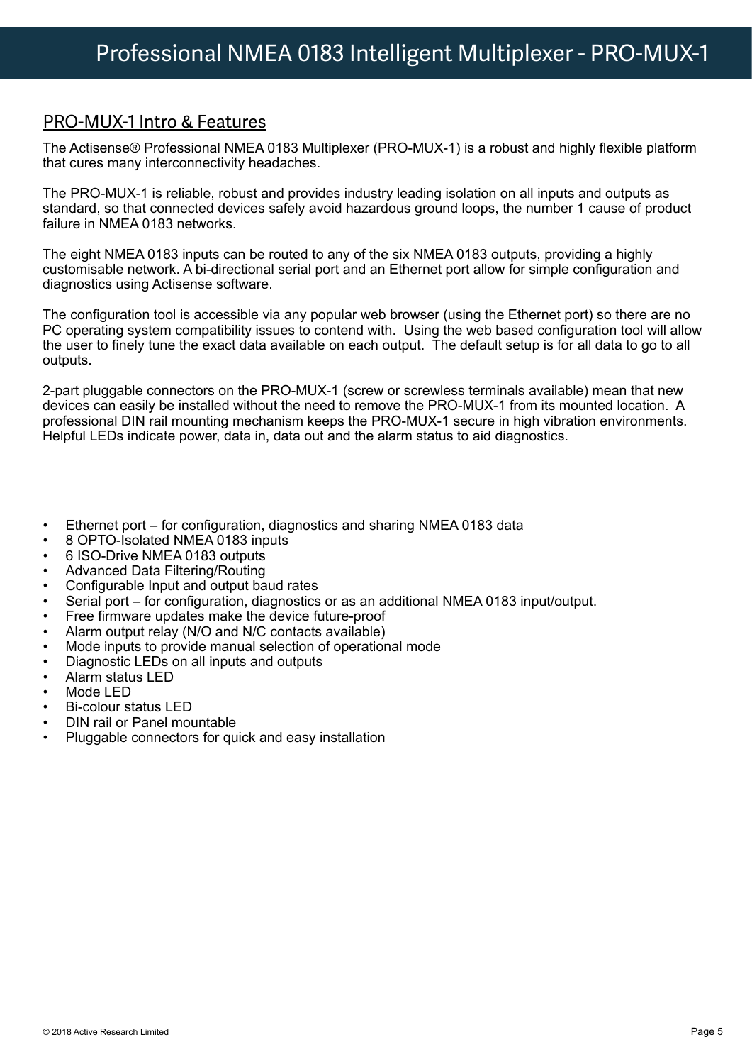# Professional NMEA 0183 Intelligent Multiplexer - PRO-MUX-1

## PRO-MUX-1 Intro & Features

The Actisense® Professional NMEA 0183 Multiplexer (PRO-MUX-1) is a robust and highly flexible platform that cures many interconnectivity headaches.

The PRO-MUX-1 is reliable, robust and provides industry leading isolation on all inputs and outputs as standard, so that connected devices safely avoid hazardous ground loops, the number 1 cause of product failure in NMEA 0183 networks.

The eight NMEA 0183 inputs can be routed to any of the six NMEA 0183 outputs, providing a highly customisable network. A bi-directional serial port and an Ethernet port allow for simple configuration and diagnostics using Actisense software.

The configuration tool is accessible via any popular web browser (using the Ethernet port) so there are no PC operating system compatibility issues to contend with. Using the web based configuration tool will allow the user to finely tune the exact data available on each output. The default setup is for all data to go to all outputs.

2-part pluggable connectors on the PRO-MUX-1 (screw or screwless terminals available) mean that new devices can easily be installed without the need to remove the PRO-MUX-1 from its mounted location. A professional DIN rail mounting mechanism keeps the PRO-MUX-1 secure in high vibration environments. Helpful LEDs indicate power, data in, data out and the alarm status to aid diagnostics.

- Ethernet port – for configuration, diagnostics and sharing NMEA 0183 data
- 8 OPTO-Isolated NMEA 0183 inputs
- 6 ISO-Drive NMEA 0183 outputs
- Advanced Data Filtering/Routing
- Configurable Input and output baud rates
- Serial port – for configuration, diagnostics or as an additional NMEA 0183 input/output.
- Free firmware updates make the device future-proof
- Alarm output relay (N/O and N/C contacts available)
- Mode inputs to provide manual selection of operational mode
- Diagnostic LEDs on all inputs and outputs
- Alarm status LED
- Mode LED
- Bi-colour status LED
- DIN rail or Panel mountable
- Pluggable connectors for quick and easy installation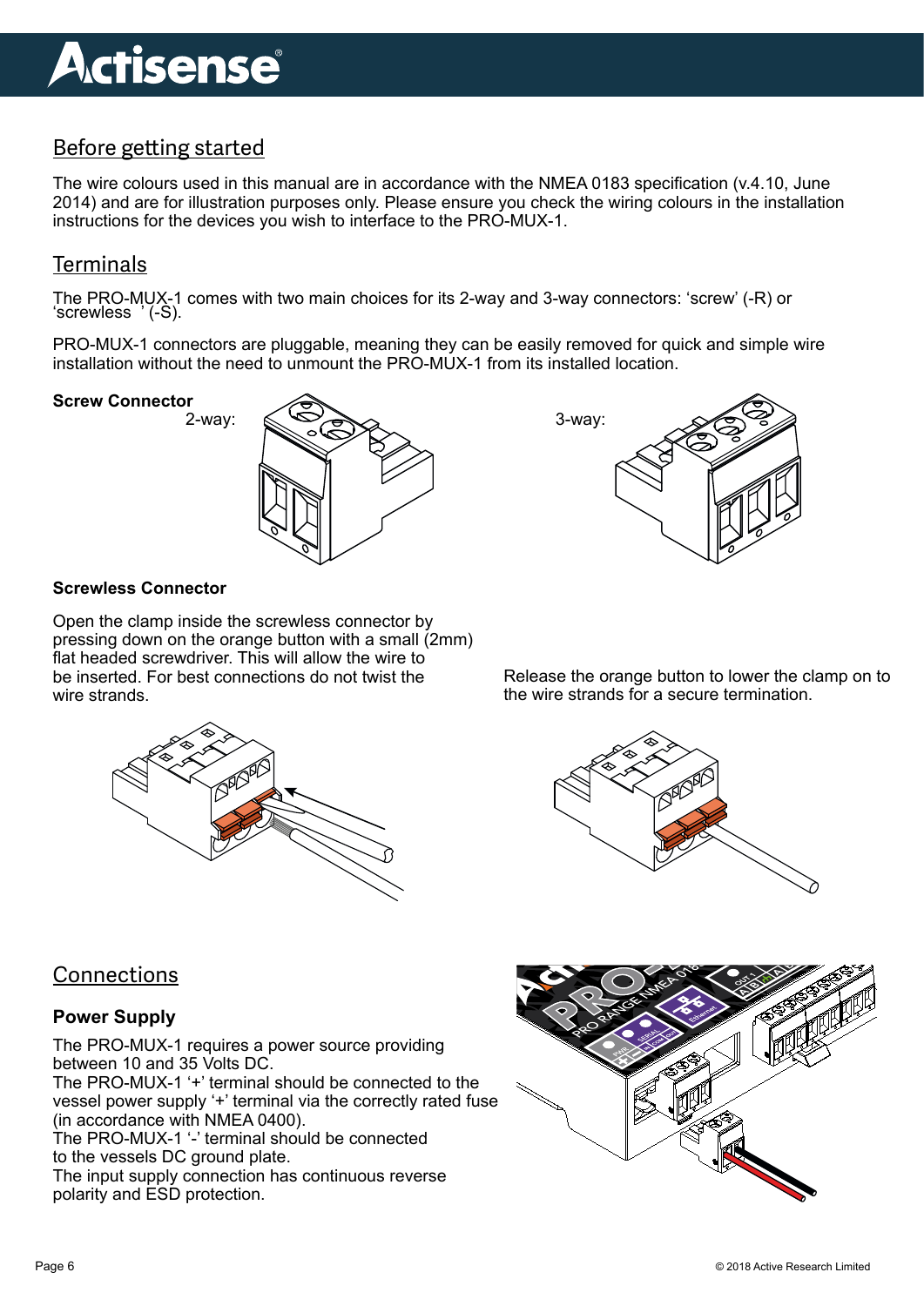## Before getting started

The wire colours used in this manual are in accordance with the NMEA 0183 specification (v.4.10, June 2014) and are for illustration purposes only. Please ensure you check the wiring colours in the installation instructions for the devices you wish to interface to the PRO-MUX-1.

## Terminals

The PRO-MUX-1 comes with two main choices for its 2-way and 3-way connectors: 'screw' (-R) or 'screwless ' (-S).

PRO-MUX-1 connectors are pluggable, meaning they can be easily removed for quick and simple wire installation without the need to unmount the PRO-MUX-1 from its installed location.

**Screw Connector**

2-way:

3-way:

**Screwless Connector**

Open the clamp inside the screwless connector by pressing down on the orange button with a small (2mm) flat headed screwdriver. This will allow the wire to be inserted. For best connections do not twist the wire strands.

Release the orange button to lower the clamp on to the wire strands for a secure termination.

## Connections

### Power Supply

The PRO-MUX-1 requires a power source providing between 10 and 35 Volts DC.
The PRO-MUX-1 '+' terminal should be connected to the vessel power supply '+' terminal via the correctly rated fuse (in accordance with NMEA 0400).
The PRO-MUX-1 '-' terminal should be connected to the vessels DC ground plate.
The input supply connection has continuous reverse polarity and ESD protection.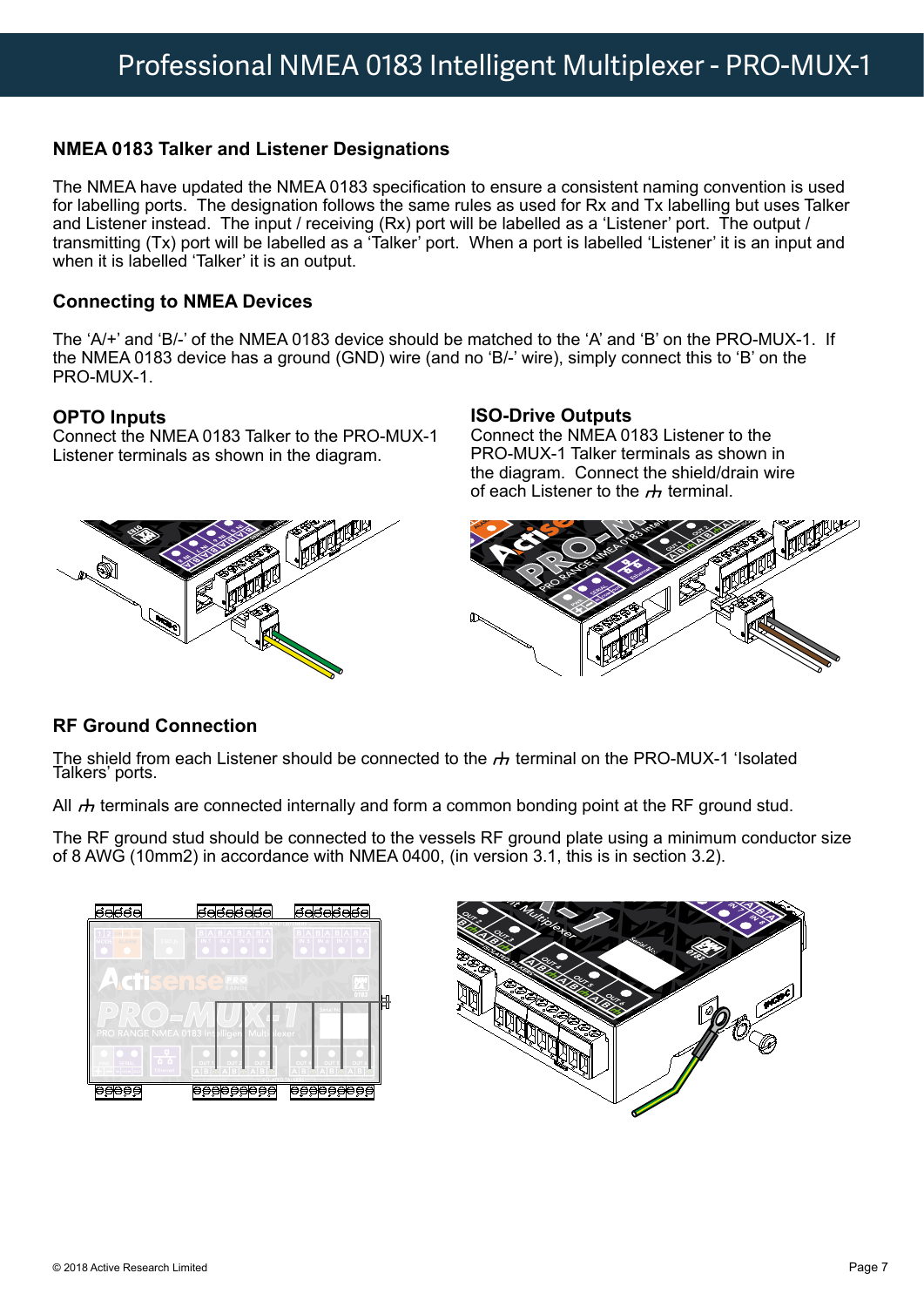## NMEA 0183 Talker and Listener Designations

The NMEA have updated the NMEA 0183 specification to ensure a consistent naming convention is used for labelling ports. The designation follows the same rules as used for Rx and Tx labelling but uses Talker and Listener instead. The input / receiving (Rx) port will be labelled as a 'Listener' port. The output / transmitting (Tx) port will be labelled as a 'Talker' port. When a port is labelled 'Listener' it is an input and when it is labelled 'Talker' it is an output.

## Connecting to NMEA Devices

The 'A/+' and 'B/-' of the NMEA 0183 device should be matched to the 'A' and 'B' on the PRO-MUX-1. If the NMEA 0183 device has a ground (GND) wire (and no 'B/-' wire), simply connect this to 'B' on the PRO-MUX-1.

### OPTO Inputs

Connect the NMEA 0183 Talker to the PRO-MUX-1 Listener terminals as shown in the diagram.

### ISO-Drive Outputs

Connect the NMEA 0183 Listener to the PRO-MUX-1 Talker terminals as shown in the diagram. Connect the shield/drain wire of each Listener to the ⏚ terminal.

## RF Ground Connection

The shield from each Listener should be connected to the ⏚ terminal on the PRO-MUX-1 'Isolated Talkers' ports.

All ⏚ terminals are connected internally and form a common bonding point at the RF ground stud.

The RF ground stud should be connected to the vessels RF ground plate using a minimum conductor size of 8 AWG (10mm2) in accordance with NMEA 0400, (in version 3.1, this is in section 3.2).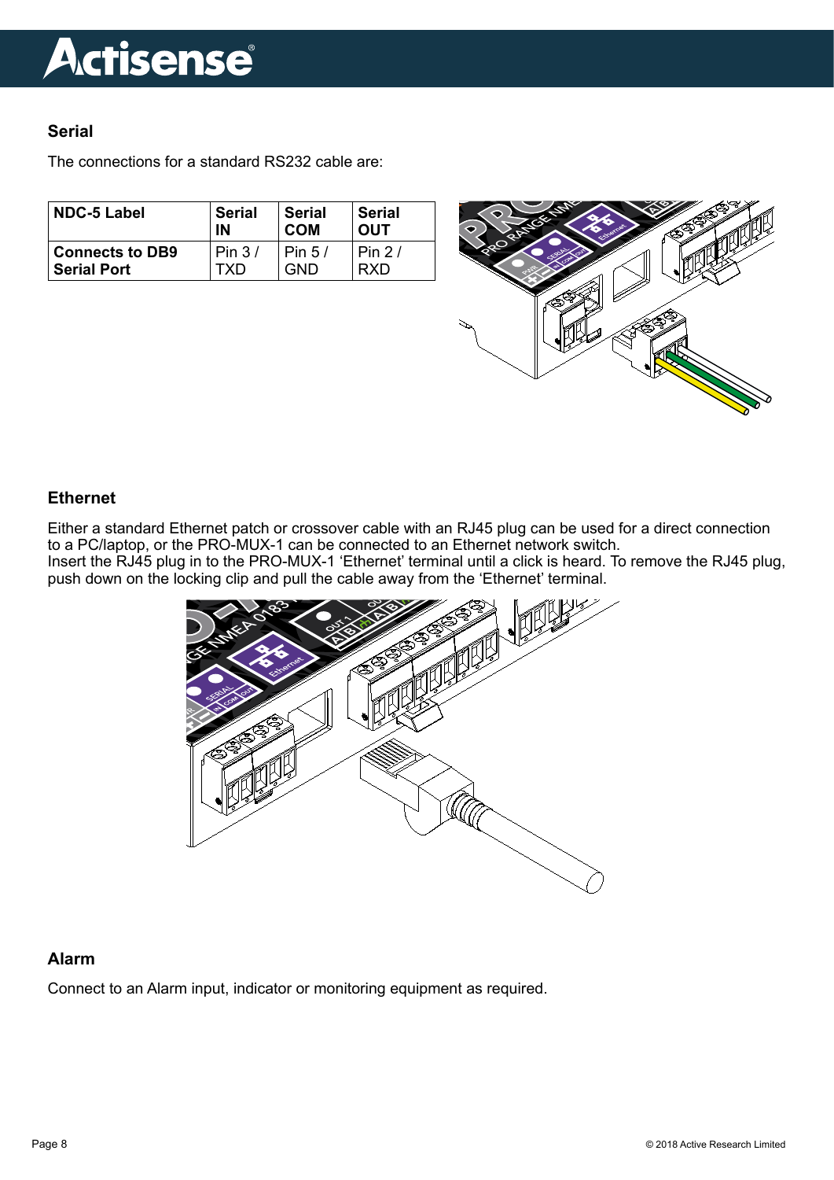## Serial

The connections for a standard RS232 cable are:

| NDC-5 Label | Serial IN | Serial COM | Serial OUT |
|---|---|---|---|
| **Connects to DB9 Serial Port** | Pin 3 / TXD | Pin 5 / GND | Pin 2 / RXD |

## Ethernet

Either a standard Ethernet patch or crossover cable with an RJ45 plug can be used for a direct connection to a PC/laptop, or the PRO-MUX-1 can be connected to an Ethernet network switch.
Insert the RJ45 plug in to the PRO-MUX-1 'Ethernet' terminal until a click is heard. To remove the RJ45 plug, push down on the locking clip and pull the cable away from the 'Ethernet' terminal.

## Alarm

Connect to an Alarm input, indicator or monitoring equipment as required.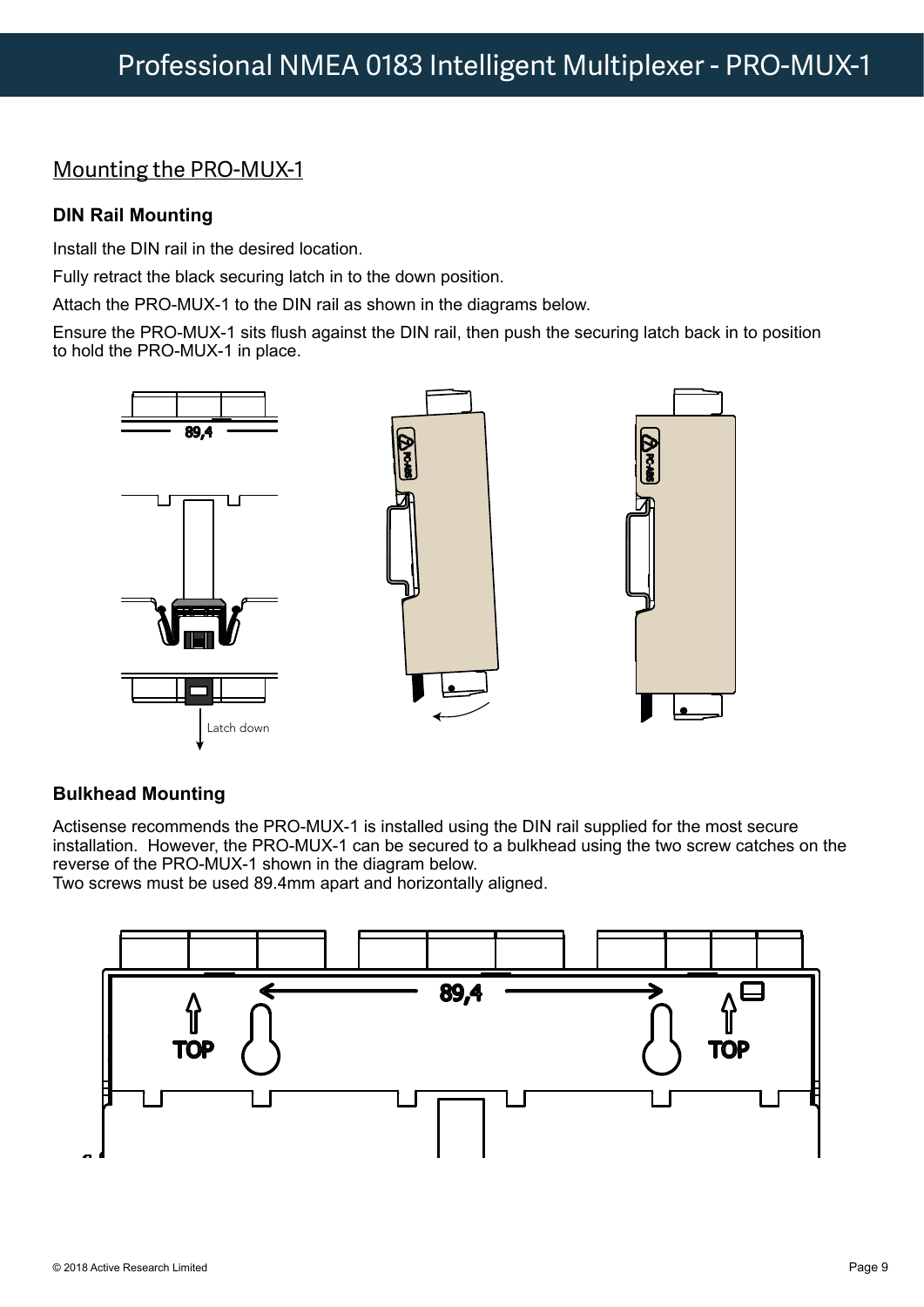## Mounting the PRO-MUX-1

### DIN Rail Mounting

Install the DIN rail in the desired location.

Fully retract the black securing latch in to the down position.

Attach the PRO-MUX-1 to the DIN rail as shown in the diagrams below.

Ensure the PRO-MUX-1 sits flush against the DIN rail, then push the securing latch back in to position to hold the PRO-MUX-1 in place.

89,4

Latch down

### Bulkhead Mounting

Actisense recommends the PRO-MUX-1 is installed using the DIN rail supplied for the most secure installation. However, the PRO-MUX-1 can be secured to a bulkhead using the two screw catches on the reverse of the PRO-MUX-1 shown in the diagram below.
Two screws must be used 89.4mm apart and horizontally aligned.

89,4

TOP

TOP

© 2018 Active Research Limited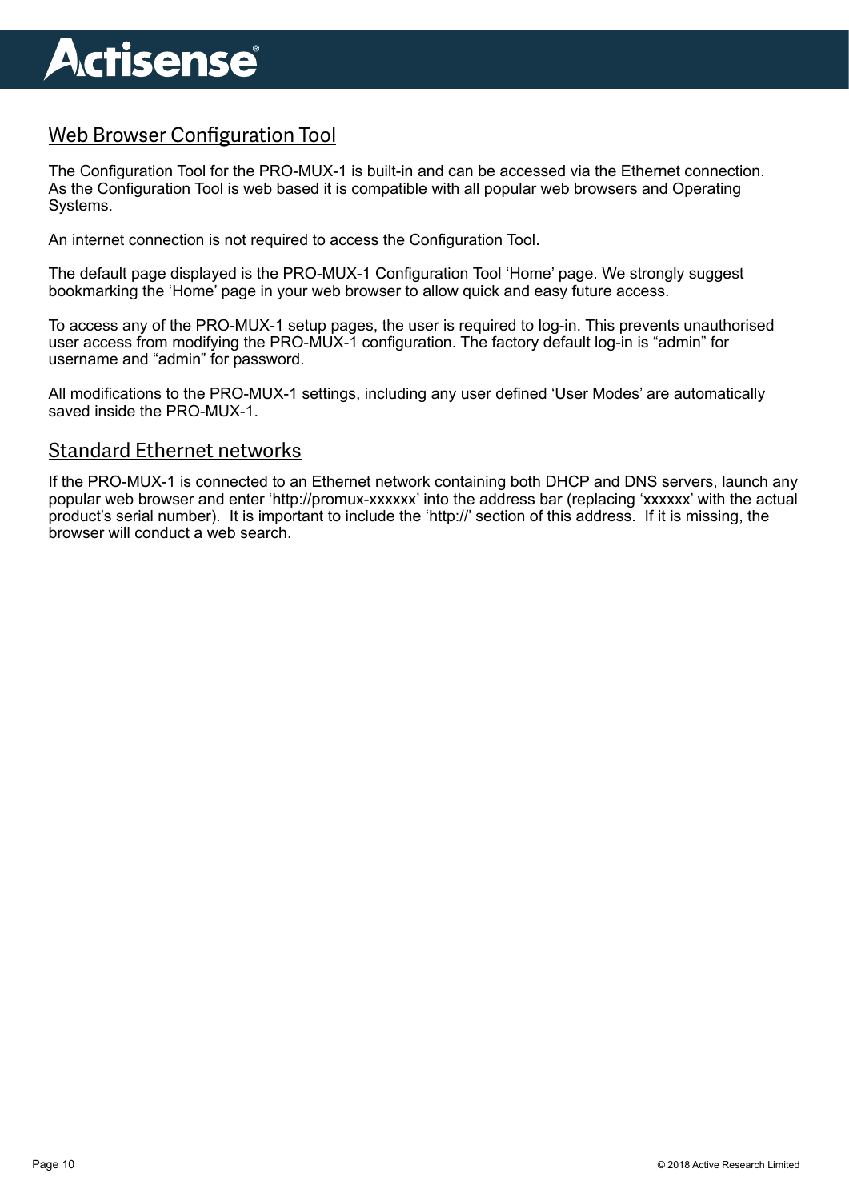## Web Browser Configuration Tool

The Configuration Tool for the PRO-MUX-1 is built-in and can be accessed via the Ethernet connection. As the Configuration Tool is web based it is compatible with all popular web browsers and Operating Systems.

An internet connection is not required to access the Configuration Tool.

The default page displayed is the PRO-MUX-1 Configuration Tool ‘Home’ page. We strongly suggest bookmarking the ‘Home’ page in your web browser to allow quick and easy future access.

To access any of the PRO-MUX-1 setup pages, the user is required to log-in. This prevents unauthorised user access from modifying the PRO-MUX-1 configuration. The factory default log-in is “admin” for username and “admin” for password.

All modifications to the PRO-MUX-1 settings, including any user defined ‘User Modes’ are automatically saved inside the PRO-MUX-1.

## Standard Ethernet networks

If the PRO-MUX-1 is connected to an Ethernet network containing both DHCP and DNS servers, launch any popular web browser and enter ‘http://promux-xxxxxx’ into the address bar (replacing ‘xxxxxx’ with the actual product’s serial number). It is important to include the ‘http://’ section of this address. If it is missing, the browser will conduct a web search.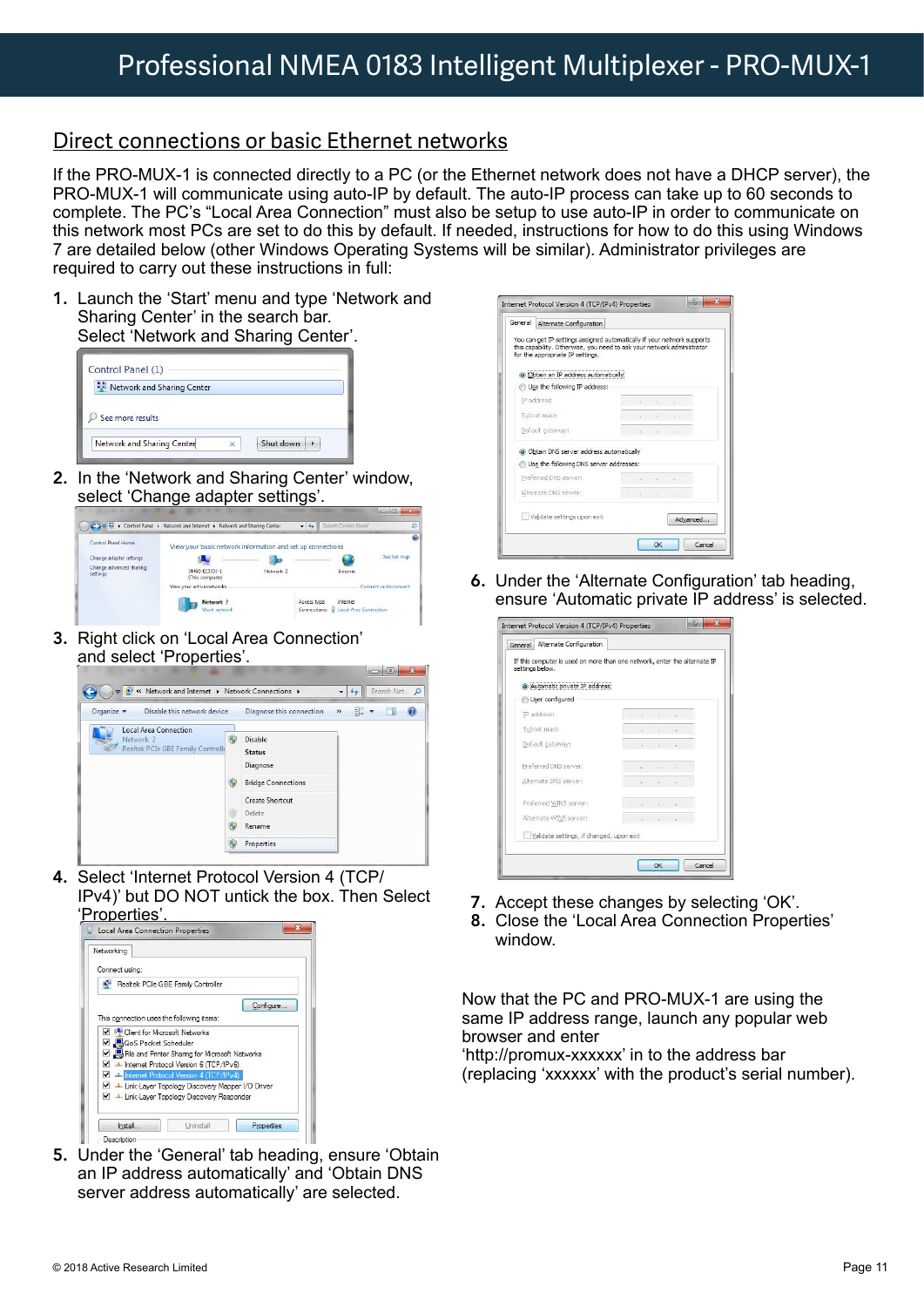## Direct connections or basic Ethernet networks

If the PRO-MUX-1 is connected directly to a PC (or the Ethernet network does not have a DHCP server), the PRO-MUX-1 will communicate using auto-IP by default. The auto-IP process can take up to 60 seconds to complete. The PC's "Local Area Connection" must also be setup to use auto-IP in order to communicate on this network most PCs are set to do this by default. If needed, instructions for how to do this using Windows 7 are detailed below (other Windows Operating Systems will be similar). Administrator privileges are required to carry out these instructions in full:

1. Launch the 'Start' menu and type 'Network and Sharing Center' in the search bar. Select 'Network and Sharing Center'.
2. In the 'Network and Sharing Center' window, select 'Change adapter settings'.
3. Right click on 'Local Area Connection' and select 'Properties'.
4. Select 'Internet Protocol Version 4 (TCP/IPv4)' but DO NOT untick the box. Then Select 'Properties'.
5. Under the 'General' tab heading, ensure 'Obtain an IP address automatically' and 'Obtain DNS server address automatically' are selected.
6. Under the 'Alternate Configuration' tab heading, ensure 'Automatic private IP address' is selected.
7. Accept these changes by selecting 'OK'.
8. Close the 'Local Area Connection Properties' window.

Now that the PC and PRO-MUX-1 are using the same IP address range, launch any popular web browser and enter 'http://promux-xxxxxx' in to the address bar (replacing 'xxxxxx' with the product's serial number).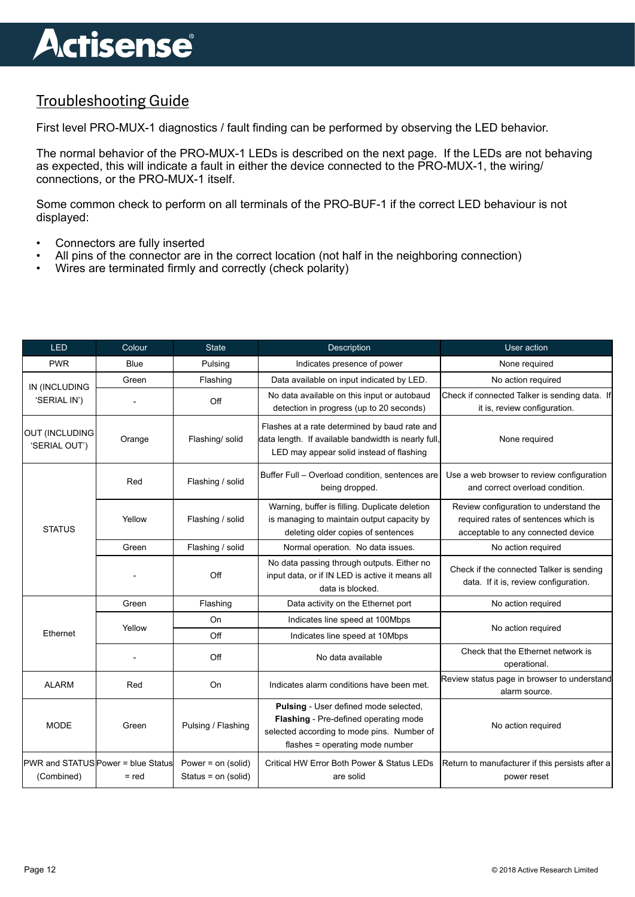## Troubleshooting Guide

First level PRO-MUX-1 diagnostics / fault finding can be performed by observing the LED behavior.

The normal behavior of the PRO-MUX-1 LEDs is described on the next page. If the LEDs are not behaving as expected, this will indicate a fault in either the device connected to the PRO-MUX-1, the wiring/ connections, or the PRO-MUX-1 itself.

Some common check to perform on all terminals of the PRO-BUF-1 if the correct LED behaviour is not displayed:

- Connectors are fully inserted
- All pins of the connector are in the correct location (not half in the neighboring connection)
- Wires are terminated firmly and correctly (check polarity)

| LED | Colour | State | Description | User action |
|---|---|---|---|---|
| PWR | Blue | Pulsing | Indicates presence of power | None required |
| IN (INCLUDING 'SERIAL IN') | Green | Flashing | Data available on input indicated by LED. | No action required |
| | - | Off | No data available on this input or autobaud detection in progress (up to 20 seconds) | Check if connected Talker is sending data. If it is, review configuration. |
| OUT (INCLUDING 'SERIAL OUT') | Orange | Flashing/ solid | Flashes at a rate determined by baud rate and data length. If available bandwidth is nearly full, LED may appear solid instead of flashing | None required |
| STATUS | Red | Flashing / solid | Buffer Full – Overload condition, sentences are being dropped. | Use a web browser to review configuration and correct overload condition. |
| | Yellow | Flashing / solid | Warning, buffer is filling. Duplicate deletion is managing to maintain output capacity by deleting older copies of sentences | Review configuration to understand the required rates of sentences which is acceptable to any connected device |
| | Green | Flashing / solid | Normal operation. No data issues. | No action required |
| | - | Off | No data passing through outputs. Either no input data, or if IN LED is active it means all data is blocked. | Check if the connected Talker is sending data. If it is, review configuration. |
| Ethernet | Green | Flashing | Data activity on the Ethernet port | No action required |
| | Yellow | On | Indicates line speed at 100Mbps | No action required |
| | | Off | Indicates line speed at 10Mbps | |
| | - | Off | No data available | Check that the Ethernet network is operational. |
| ALARM | Red | On | Indicates alarm conditions have been met. | Review status page in browser to understand alarm source. |
| MODE | Green | Pulsing / Flashing | **Pulsing** - User defined mode selected, **Flashing** - Pre-defined operating mode selected according to mode pins. Number of flashes = operating mode number | No action required |
| PWR and STATUS (Combined) | Power = blue Status = red | Power = on (solid) Status = on (solid) | Critical HW Error Both Power & Status LEDs are solid | Return to manufacturer if this persists after a power reset |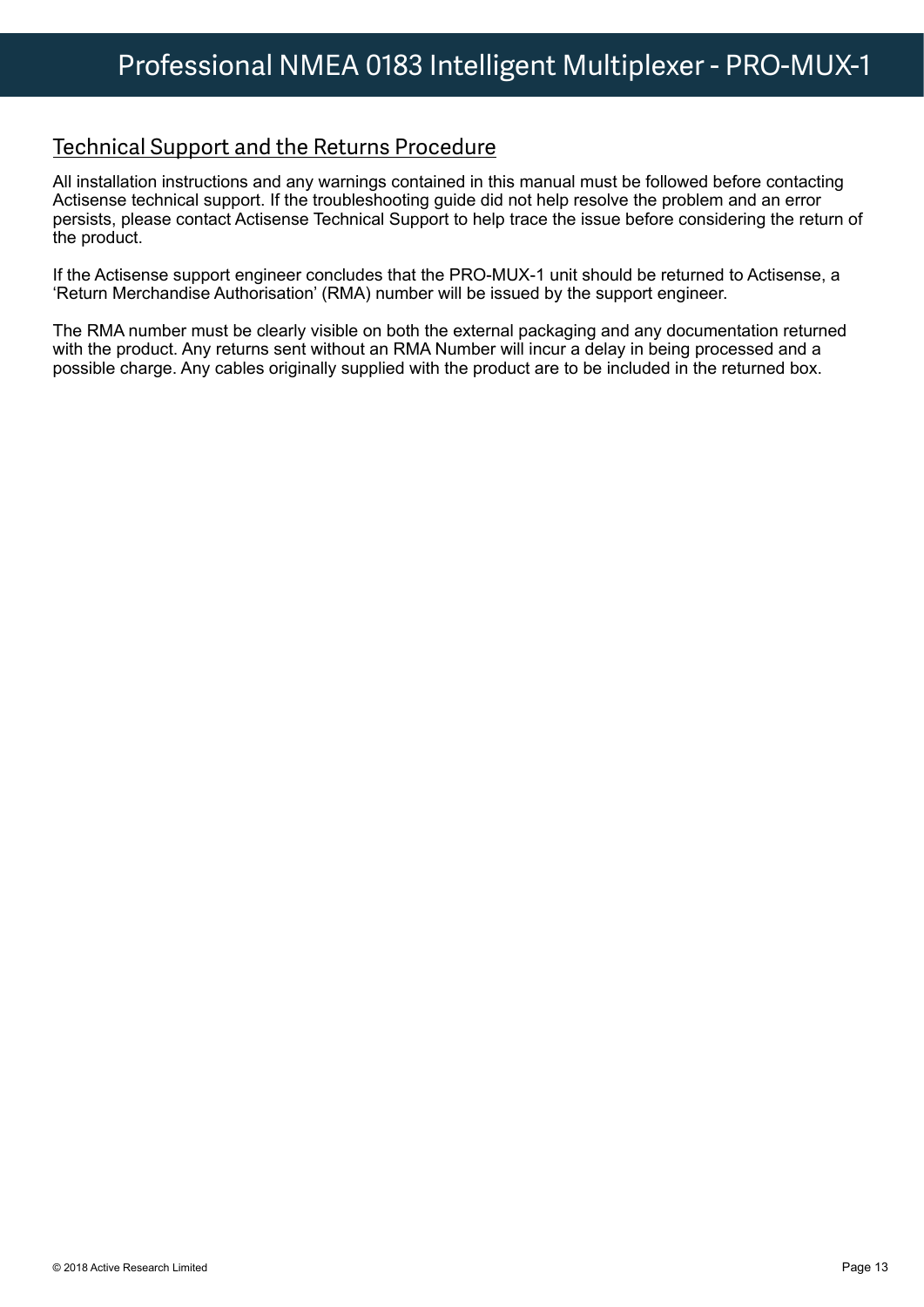## Technical Support and the Returns Procedure

All installation instructions and any warnings contained in this manual must be followed before contacting Actisense technical support. If the troubleshooting guide did not help resolve the problem and an error persists, please contact Actisense Technical Support to help trace the issue before considering the return of the product.

If the Actisense support engineer concludes that the PRO-MUX-1 unit should be returned to Actisense, a 'Return Merchandise Authorisation' (RMA) number will be issued by the support engineer.

The RMA number must be clearly visible on both the external packaging and any documentation returned with the product. Any returns sent without an RMA Number will incur a delay in being processed and a possible charge. Any cables originally supplied with the product are to be included in the returned box.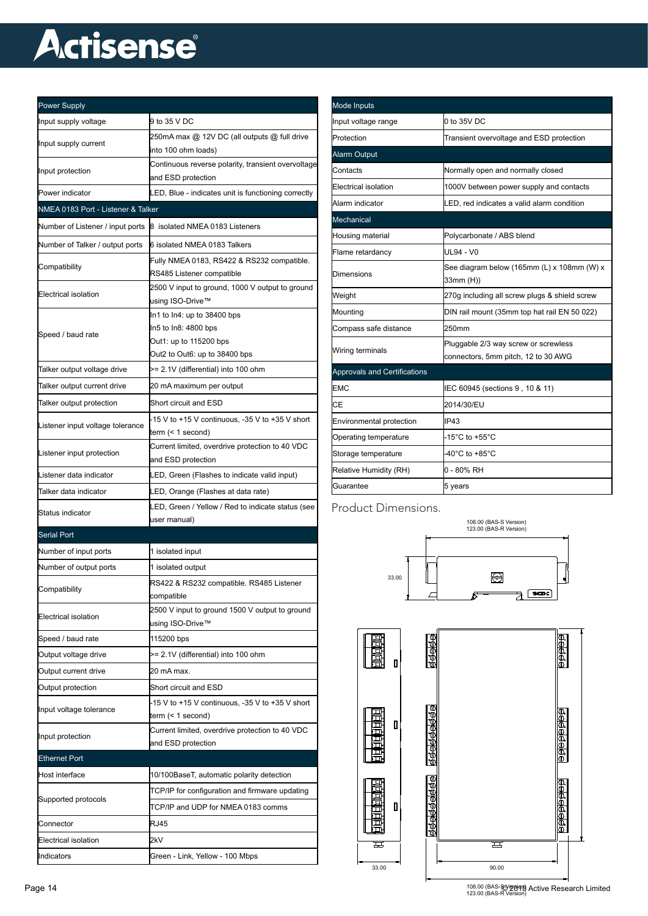| Power Supply | |
|---|---|
| Input supply voltage | 9 to 35 V DC |
| Input supply current | 250mA max @ 12V DC (all outputs @ full drive into 100 ohm loads) |
| Input protection | Continuous reverse polarity, transient overvoltage and ESD protection |
| Power indicator | LED, Blue - indicates unit is functioning correctly |
| **NMEA 0183 Port - Listener & Talker** | |
| Number of Listener / input ports | 8 isolated NMEA 0183 Listeners |
| Number of Talker / output ports | 6 isolated NMEA 0183 Talkers |
| Compatibility | Fully NMEA 0183, RS422 & RS232 compatible. RS485 Listener compatible |
| Electrical isolation | 2500 V input to ground, 1000 V output to ground using ISO-Drive™ |
| Speed / baud rate | In1 to In4: up to 38400 bps<br>In5 to In8: 4800 bps<br>Out1: up to 115200 bps<br>Out2 to Out6: up to 38400 bps |
| Talker output voltage drive | >= 2.1V (differential) into 100 ohm |
| Talker output current drive | 20 mA maximum per output |
| Talker output protection | Short circuit and ESD |
| Listener input voltage tolerance | -15 V to +15 V continuous, -35 V to +35 V short term (< 1 second) |
| Listener input protection | Current limited, overdrive protection to 40 VDC and ESD protection |
| Listener data indicator | LED, Green (Flashes to indicate valid input) |
| Talker data indicator | LED, Orange (Flashes at data rate) |
| Status indicator | LED, Green / Yellow / Red to indicate status (see user manual) |
| **Serial Port** | |
| Number of input ports | 1 isolated input |
| Number of output ports | 1 isolated output |
| Compatibility | RS422 & RS232 compatible. RS485 Listener compatible |
| Electrical isolation | 2500 V input to ground 1500 V output to ground using ISO-Drive™ |
| Speed / baud rate | 115200 bps |
| Output voltage drive | >= 2.1V (differential) into 100 ohm |
| Output current drive | 20 mA max. |
| Output protection | Short circuit and ESD |
| Input voltage tolerance | -15 V to +15 V continuous, -35 V to +35 V short term (< 1 second) |
| Input protection | Current limited, overdrive protection to 40 VDC and ESD protection |
| **Ethernet Port** | |
| Host interface | 10/100BaseT, automatic polarity detection |
| Supported protocols | TCP/IP for configuration and firmware updating<br>TCP/IP and UDP for NMEA 0183 comms |
| Connector | RJ45 |
| Electrical isolation | 2kV |
| Indicators | Green - Link, Yellow - 100 Mbps |

| Mode Inputs | |
|---|---|
| Input voltage range | 0 to 35V DC |
| Protection | Transient overvoltage and ESD protection |
| **Alarm Output** | |
| Contacts | Normally open and normally closed |
| Electrical isolation | 1000V between power supply and contacts |
| Alarm indicator | LED, red indicates a valid alarm condition |
| **Mechanical** | |
| Housing material | Polycarbonate / ABS blend |
| Flame retardancy | UL94 - V0 |
| Dimensions | See diagram below (165mm (L) x 108mm (W) x 33mm (H)) |
| Weight | 270g including all screw plugs & shield screw |
| Mounting | DIN rail mount (35mm top hat rail EN 50 022) |
| Compass safe distance | 250mm |
| Wiring terminals | Pluggable 2/3 way screw or screwless connectors, 5mm pitch, 12 to 30 AWG |
| **Approvals and Certifications** | |
| EMC | IEC 60945 (sections 9 , 10 & 11) |
| CE | 2014/30/EU |
| Environmental protection | IP43 |
| Operating temperature | -15°C to +55°C |
| Storage temperature | -40°C to +85°C |
| Relative Humidity (RH) | 0 - 80% RH |
| Guarantee | 5 years |

## Product Dimensions.

108.00 (BAS-S Version)
123.00 (BAS-R Version)

33.00

33.00

90.00

108.00 (BAS-S Version)
123.00 (BAS-R Version)

© 2018 Active Research Limited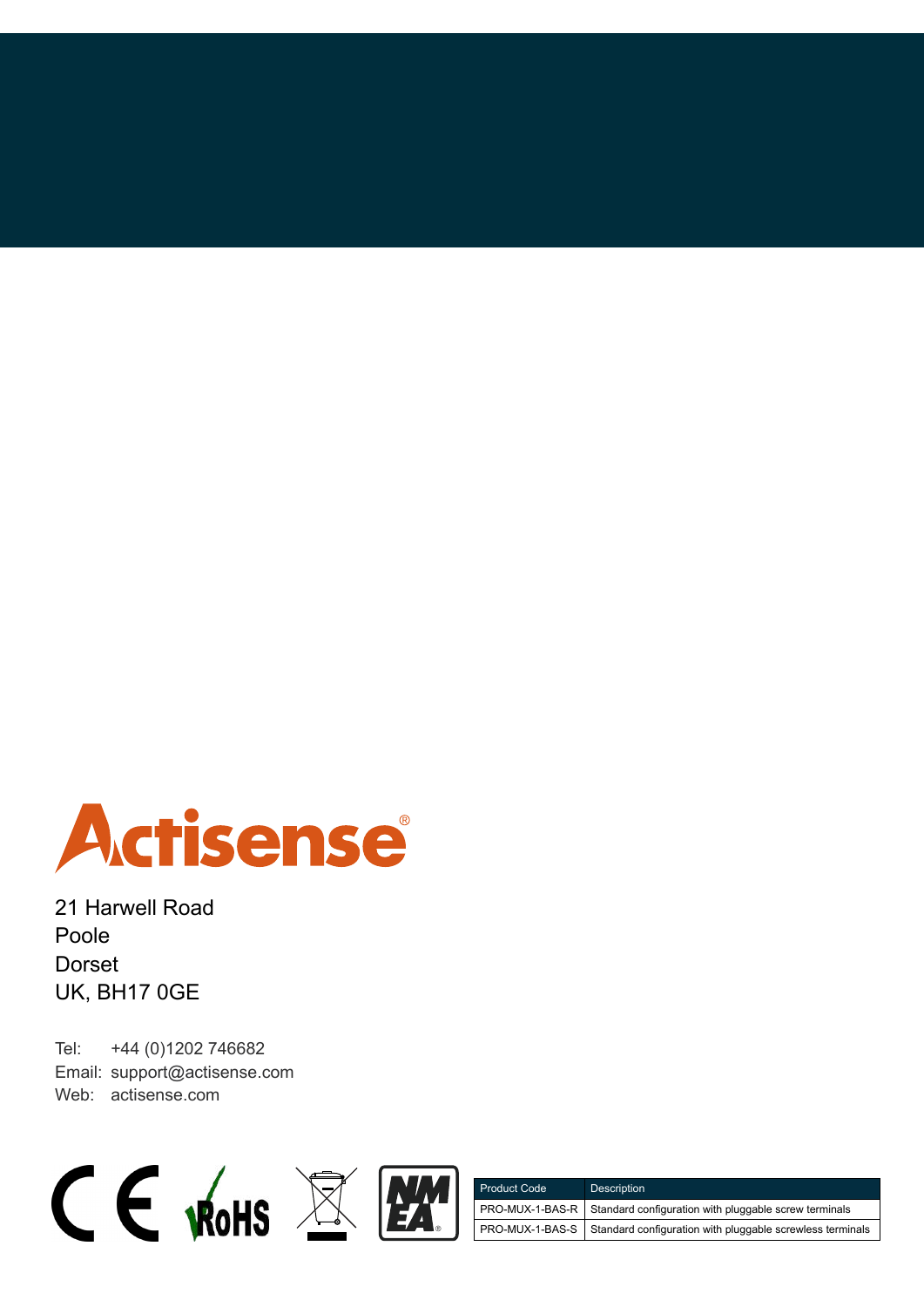Actisense®

21 Harwell Road
Poole
Dorset
UK, BH17 0GE

Tel: +44 (0)1202 746682
Email: support@actisense.com
Web: actisense.com

| Product Code | Description |
|---|---|
| PRO-MUX-1-BAS-R | Standard configuration with pluggable screw terminals |
| PRO-MUX-1-BAS-S | Standard configuration with pluggable screwless terminals |